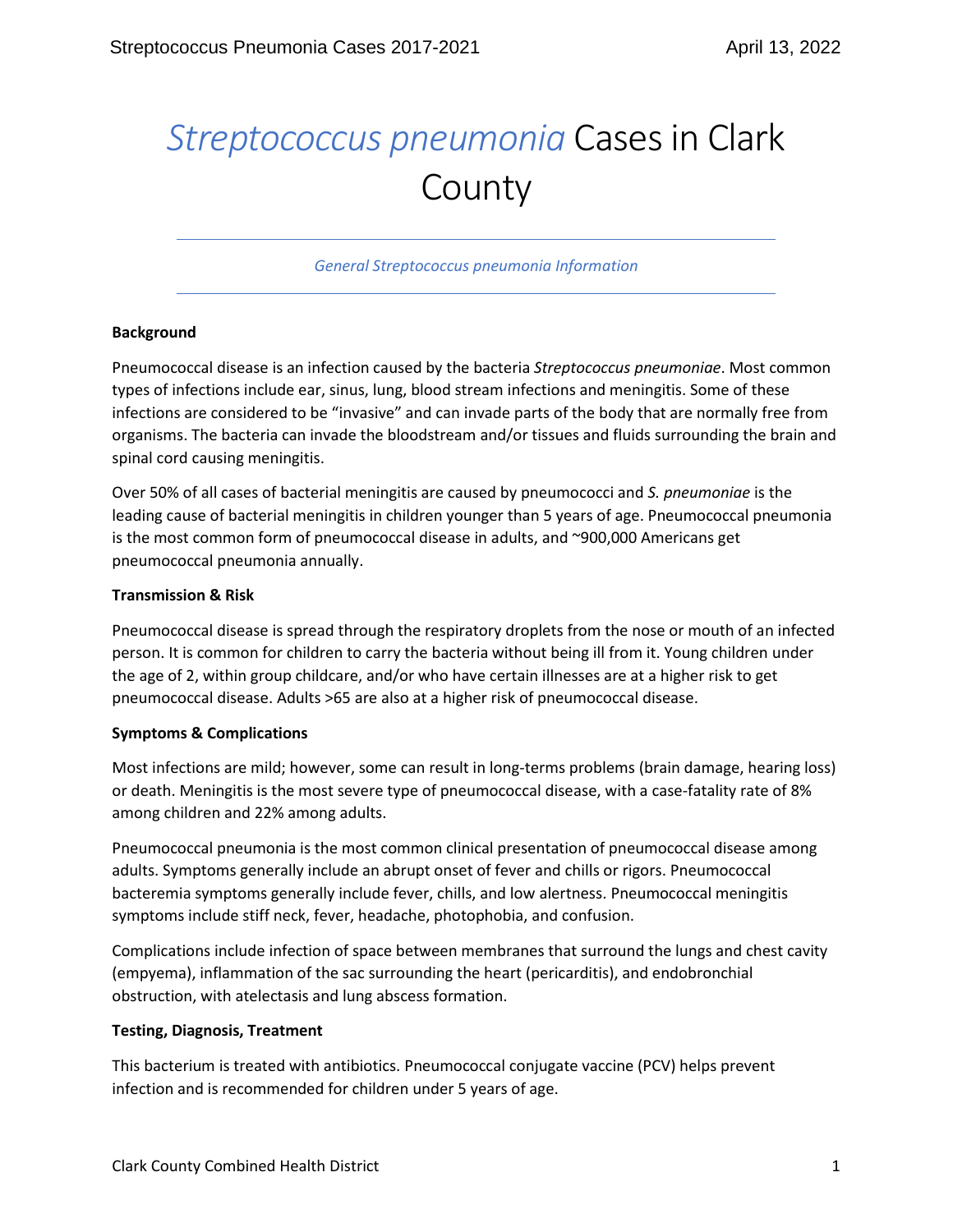# *Streptococcus pneumonia* Cases in Clark County

*General Streptococcus pneumonia Information*

**Background**

Pneumococcal disease is an infection caused by the bacteria *Streptococcus pneumoniae*. Most common types of infections include ear, sinus, lung, blood stream infections and meningitis. Some of these infections are considered to be "invasive" and can invade parts of the body that are normally free from organisms. The bacteria can invade the bloodstream and/or tissues and fluids surrounding the brain and spinal cord causing meningitis.

Over 50% of all cases of bacterial meningitis are caused by pneumococci and *S. pneumoniae* is the leading cause of bacterial meningitis in children younger than 5 years of age. Pneumococcal pneumonia is the most common form of pneumococcal disease in adults, and ~900,000 Americans get pneumococcal pneumonia annually.

**Transmission & Risk**

Pneumococcal disease is spread through the respiratory droplets from the nose or mouth of an infected person. It is common for children to carry the bacteria without being ill from it. Young children under the age of 2, within group childcare, and/or who have certain illnesses are at a higher risk to get pneumococcal disease. Adults >65 are also at a higher risk of pneumococcal disease.

**Symptoms & Complications**

Most infections are mild; however, some can result in long-terms problems (brain damage, hearing loss) or death. Meningitis is the most severe type of pneumococcal disease, with a case-fatality rate of 8% among children and 22% among adults.

Pneumococcal pneumonia is the most common clinical presentation of pneumococcal disease among adults. Symptoms generally include an abrupt onset of fever and chills or rigors. Pneumococcal bacteremia symptoms generally include fever, chills, and low alertness. Pneumococcal meningitis symptoms include stiff neck, fever, headache, photophobia, and confusion.

Complications include infection of space between membranes that surround the lungs and chest cavity (empyema), inflammation of the sac surrounding the heart (pericarditis), and endobronchial obstruction, with atelectasis and lung abscess formation.

**Testing, Diagnosis, Treatment**

This bacterium is treated with antibiotics. Pneumococcal conjugate vaccine (PCV) helps prevent infection and is recommended for children under 5 years of age.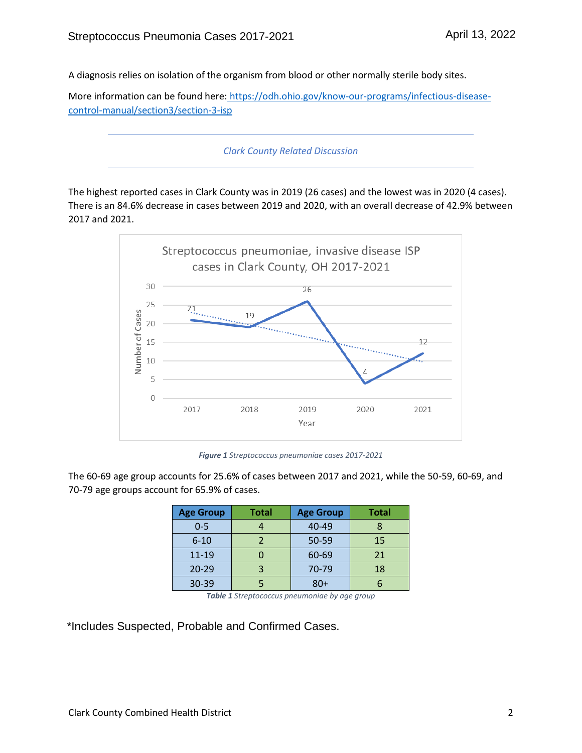A diagnosis relies on isolation of the organism from blood or other normally sterile body sites.

More information can be found here: https://odh.ohio.gov/know-our-programs/infectious-disease-control-manual/section3/section-3-isp

*Clark County Related Discussion*

The highest reported cases in Clark County was in 2019 (26 cases) and the lowest was in 2020 (4 cases). There is an 84.6% decrease in cases between 2019 and 2020, with an overall decrease of 42.9% between 2017 and 2021.

Streptococcus pneumoniae, invasive disease ISP cases in Clark County, OH 2017-2021

Number of Cases

30
25
20
15
10
5
0

21
19
26
4
12

2017
2018
2019
2020
2021

Year

***Figure 1*** *Streptococcus pneumoniae cases 2017-2021*

The 60-69 age group accounts for 25.6% of cases between 2017 and 2021, while the 50-59, 60-69, and 70-79 age groups account for 65.9% of cases.

| Age Group | Total | Age Group | Total |
|---|---|---|---|
| 0-5 | 4 | 40-49 | 8 |
| 6-10 | 2 | 50-59 | 15 |
| 11-19 | 0 | 60-69 | 21 |
| 20-29 | 3 | 70-79 | 18 |
| 30-39 | 5 | 80+ | 6 |

***Table 1*** *Streptococcus pneumoniae by age group*

*Includes Suspected, Probable and Confirmed Cases.